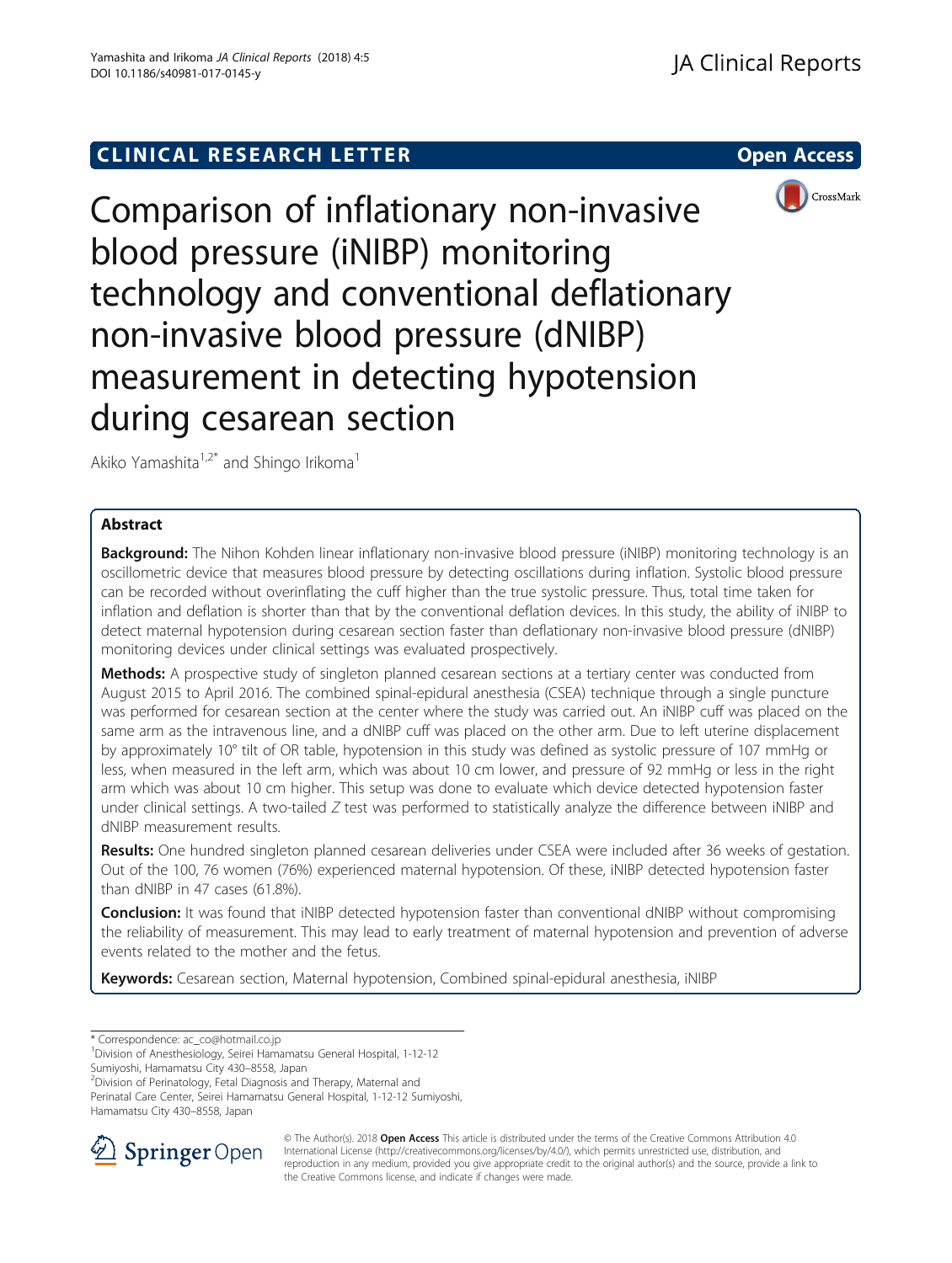CLINICAL RESEARCH LETTER

Open Access

# Comparison of inflationary non-invasive blood pressure (iNIBP) monitoring technology and conventional deflationary non-invasive blood pressure (dNIBP) measurement in detecting hypotension during cesarean section

Akiko Yamashita[1,2*] and Shingo Irikoma[1]

## Abstract

**Background:** The Nihon Kohden linear inflationary non-invasive blood pressure (iNIBP) monitoring technology is an oscillometric device that measures blood pressure by detecting oscillations during inflation. Systolic blood pressure can be recorded without overinflating the cuff higher than the true systolic pressure. Thus, total time taken for inflation and deflation is shorter than that by the conventional deflation devices. In this study, the ability of iNIBP to detect maternal hypotension during cesarean section faster than deflationary non-invasive blood pressure (dNIBP) monitoring devices under clinical settings was evaluated prospectively.

**Methods:** A prospective study of singleton planned cesarean sections at a tertiary center was conducted from August 2015 to April 2016. The combined spinal-epidural anesthesia (CSEA) technique through a single puncture was performed for cesarean section at the center where the study was carried out. An iNIBP cuff was placed on the same arm as the intravenous line, and a dNIBP cuff was placed on the other arm. Due to left uterine displacement by approximately 10° tilt of OR table, hypotension in this study was defined as systolic pressure of 107 mmHg or less, when measured in the left arm, which was about 10 cm lower, and pressure of 92 mmHg or less in the right arm which was about 10 cm higher. This setup was done to evaluate which device detected hypotension faster under clinical settings. A two-tailed *Z* test was performed to statistically analyze the difference between iNIBP and dNIBP measurement results.

**Results:** One hundred singleton planned cesarean deliveries under CSEA were included after 36 weeks of gestation. Out of the 100, 76 women (76%) experienced maternal hypotension. Of these, iNIBP detected hypotension faster than dNIBP in 47 cases (61.8%).

**Conclusion:** It was found that iNIBP detected hypotension faster than conventional dNIBP without compromising the reliability of measurement. This may lead to early treatment of maternal hypotension and prevention of adverse events related to the mother and the fetus.

**Keywords:** Cesarean section, Maternal hypotension, Combined spinal-epidural anesthesia, iNIBP

\* Correspondence: ac_co@hotmail.co.jp

[1]Division of Anesthesiology, Seirei Hamamatsu General Hospital, 1-12-12 Sumiyoshi, Hamamatsu City 430–8558, Japan

[2]Division of Perinatology, Fetal Diagnosis and Therapy, Maternal and Perinatal Care Center, Seirei Hamamatsu General Hospital, 1-12-12 Sumiyoshi, Hamamatsu City 430–8558, Japan

© The Author(s). 2018 **Open Access** This article is distributed under the terms of the Creative Commons Attribution 4.0 International License (http://creativecommons.org/licenses/by/4.0/), which permits unrestricted use, distribution, and reproduction in any medium, provided you give appropriate credit to the original author(s) and the source, provide a link to the Creative Commons license, and indicate if changes were made.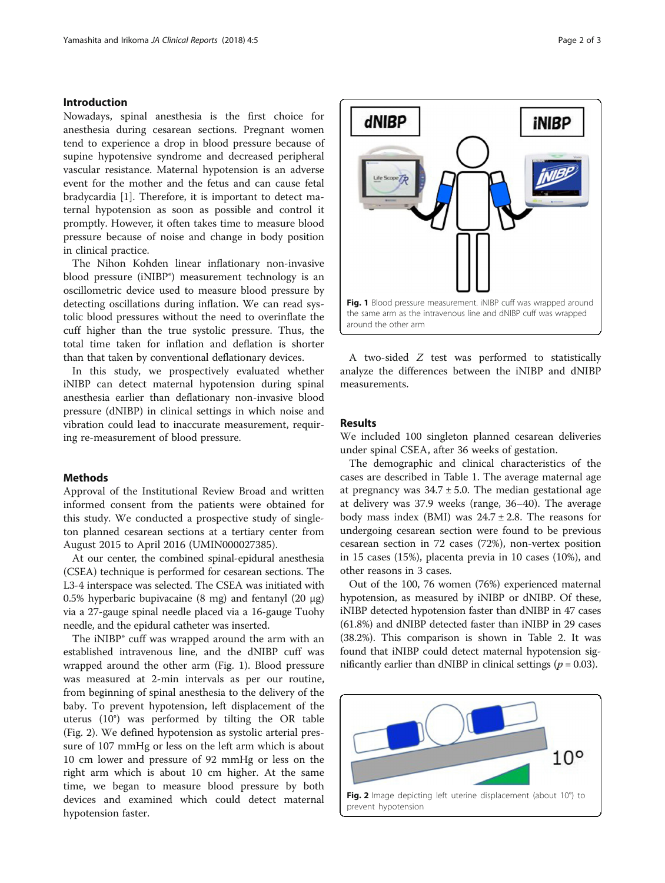## Introduction

Nowadays, spinal anesthesia is the first choice for anesthesia during cesarean sections. Pregnant women tend to experience a drop in blood pressure because of supine hypotensive syndrome and decreased peripheral vascular resistance. Maternal hypotension is an adverse event for the mother and the fetus and can cause fetal bradycardia [1]. Therefore, it is important to detect maternal hypotension as soon as possible and control it promptly. However, it often takes time to measure blood pressure because of noise and change in body position in clinical practice.

The Nihon Kohden linear inflationary non-invasive blood pressure (iNIBP®) measurement technology is an oscillometric device used to measure blood pressure by detecting oscillations during inflation. We can read systolic blood pressures without the need to overinflate the cuff higher than the true systolic pressure. Thus, the total time taken for inflation and deflation is shorter than that taken by conventional deflationary devices.

In this study, we prospectively evaluated whether iNIBP can detect maternal hypotension during spinal anesthesia earlier than deflationary non-invasive blood pressure (dNIBP) in clinical settings in which noise and vibration could lead to inaccurate measurement, requiring re-measurement of blood pressure.

## Methods

Approval of the Institutional Review Broad and written informed consent from the patients were obtained for this study. We conducted a prospective study of singleton planned cesarean sections at a tertiary center from August 2015 to April 2016 (UMIN000027385).

At our center, the combined spinal-epidural anesthesia (CSEA) technique is performed for cesarean sections. The L3-4 interspace was selected. The CSEA was initiated with 0.5% hyperbaric bupivacaine (8 mg) and fentanyl (20 μg) via a 27-gauge spinal needle placed via a 16-gauge Tuohy needle, and the epidural catheter was inserted.

The iNIBP® cuff was wrapped around the arm with an established intravenous line, and the dNIBP cuff was wrapped around the other arm (Fig. 1). Blood pressure was measured at 2-min intervals as per our routine, from beginning of spinal anesthesia to the delivery of the baby. To prevent hypotension, left displacement of the uterus (10°) was performed by tilting the OR table (Fig. 2). We defined hypotension as systolic arterial pressure of 107 mmHg or less on the left arm which is about 10 cm lower and pressure of 92 mmHg or less on the right arm which is about 10 cm higher. At the same time, we began to measure blood pressure by both devices and examined which could detect maternal hypotension faster.

**Fig. 1** Blood pressure measurement. iNIBP cuff was wrapped around the same arm as the intravenous line and dNIBP cuff was wrapped around the other arm

A two-sided *Z* test was performed to statistically analyze the differences between the iNIBP and dNIBP measurements.

## Results

We included 100 singleton planned cesarean deliveries under spinal CSEA, after 36 weeks of gestation.

The demographic and clinical characteristics of the cases are described in Table 1. The average maternal age at pregnancy was 34.7 ± 5.0. The median gestational age at delivery was 37.9 weeks (range, 36–40). The average body mass index (BMI) was 24.7 ± 2.8. The reasons for undergoing cesarean section were found to be previous cesarean section in 72 cases (72%), non-vertex position in 15 cases (15%), placenta previa in 10 cases (10%), and other reasons in 3 cases.

Out of the 100, 76 women (76%) experienced maternal hypotension, as measured by iNIBP or dNIBP. Of these, iNIBP detected hypotension faster than dNIBP in 47 cases (61.8%) and dNIBP detected faster than iNIBP in 29 cases (38.2%). This comparison is shown in Table 2. It was found that iNIBP could detect maternal hypotension significantly earlier than dNIBP in clinical settings ($p = 0.03$).

**Fig. 2** Image depicting left uterine displacement (about 10°) to prevent hypotension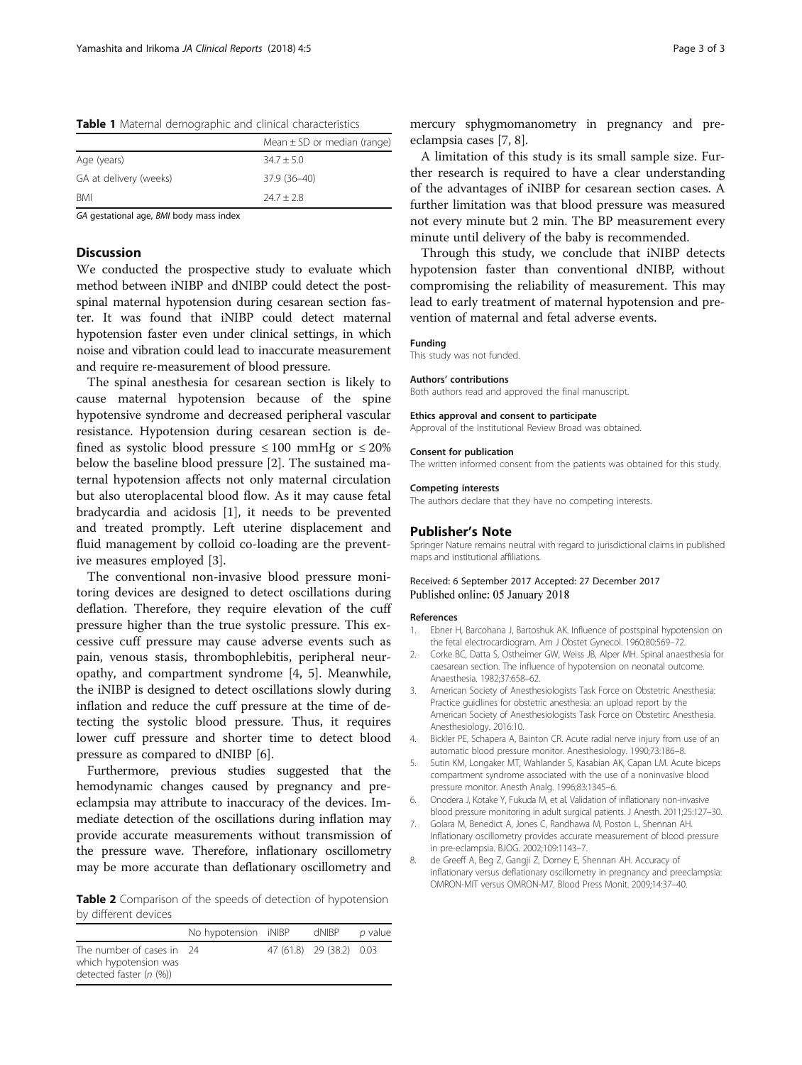**Table 1** Maternal demographic and clinical characteristics

| | Mean ± SD or median (range) |
| --- | --- |
| Age (years) | 34.7 ± 5.0 |
| GA at delivery (weeks) | 37.9 (36–40) |
| BMI | 24.7 ± 2.8 |

*GA* gestational age, *BMI* body mass index

## Discussion

We conducted the prospective study to evaluate which method between iNIBP and dNIBP could detect the post-spinal maternal hypotension during cesarean section faster. It was found that iNIBP could detect maternal hypotension faster even under clinical settings, in which noise and vibration could lead to inaccurate measurement and require re-measurement of blood pressure.

The spinal anesthesia for cesarean section is likely to cause maternal hypotension because of the spine hypotensive syndrome and decreased peripheral vascular resistance. Hypotension during cesarean section is defined as systolic blood pressure ≤ 100 mmHg or ≤ 20% below the baseline blood pressure [2]. The sustained maternal hypotension affects not only maternal circulation but also uteroplacental blood flow. As it may cause fetal bradycardia and acidosis [1], it needs to be prevented and treated promptly. Left uterine displacement and fluid management by colloid co-loading are the preventive measures employed [3].

The conventional non-invasive blood pressure monitoring devices are designed to detect oscillations during deflation. Therefore, they require elevation of the cuff pressure higher than the true systolic pressure. This excessive cuff pressure may cause adverse events such as pain, venous stasis, thrombophlebitis, peripheral neuropathy, and compartment syndrome [4, 5]. Meanwhile, the iNIBP is designed to detect oscillations slowly during inflation and reduce the cuff pressure at the time of detecting the systolic blood pressure. Thus, it requires lower cuff pressure and shorter time to detect blood pressure as compared to dNIBP [6].

Furthermore, previous studies suggested that the hemodynamic changes caused by pregnancy and pre-eclampsia may attribute to inaccuracy of the devices. Immediate detection of the oscillations during inflation may provide accurate measurements without transmission of the pressure wave. Therefore, inflationary oscillometry may be more accurate than deflationary oscillometry and mercury sphygmomanometry in pregnancy and pre-eclampsia cases [7, 8].

**Table 2** Comparison of the speeds of detection of hypotension by different devices

| | No hypotension | iNIBP | dNIBP | *p* value |
| --- | --- | --- | --- | --- |
| The number of cases in which hypotension was detected faster (*n* (%)) | 24 | 47 (61.8) | 29 (38.2) | 0.03 |

A limitation of this study is its small sample size. Further research is required to have a clear understanding of the advantages of iNIBP for cesarean section cases. A further limitation was that blood pressure was measured not every minute but 2 min. The BP measurement every minute until delivery of the baby is recommended.

Through this study, we conclude that iNIBP detects hypotension faster than conventional dNIBP, without compromising the reliability of measurement. This may lead to early treatment of maternal hypotension and prevention of maternal and fetal adverse events.

#### Funding
This study was not funded.

#### Authors' contributions
Both authors read and approved the final manuscript.

#### Ethics approval and consent to participate
Approval of the Institutional Review Broad was obtained.

#### Consent for publication
The written informed consent from the patients was obtained for this study.

#### Competing interests
The authors declare that they have no competing interests.

### Publisher's Note
Springer Nature remains neutral with regard to jurisdictional claims in published maps and institutional affiliations.

Received: 6 September 2017 Accepted: 27 December 2017
Published online: 05 January 2018

#### References
1. Ebner H, Barcohana J, Bartoshuk AK. Influence of postspinal hypotension on the fetal electrocardiogram. Am J Obstet Gynecol. 1960;80:569–72.
2. Corke BC, Datta S, Ostheimer GW, Weiss JB, Alper MH. Spinal anaesthesia for caesarean section. The influence of hypotension on neonatal outcome. Anaesthesia. 1982;37:658–62.
3. American Society of Anesthesiologists Task Force on Obstetric Anesthesia: Practice guidlines for obstetric anesthesia: an upload report by the American Society of Anesthesiologists Task Force on Obstetirc Anesthesia. Anesthesiology. 2016:10.
4. Bickler PE, Schapera A, Bainton CR. Acute radial nerve injury from use of an automatic blood pressure monitor. Anesthesiology. 1990;73:186–8.
5. Sutin KM, Longaker MT, Wahlander S, Kasabian AK, Capan LM. Acute biceps compartment syndrome associated with the use of a noninvasive blood pressure monitor. Anesth Analg. 1996;83:1345–6.
6. Onodera J, Kotake Y, Fukuda M, et al. Validation of inflationary non-invasive blood pressure monitoring in adult surgical patients. J Anesth. 2011;25:127–30.
7. Golara M, Benedict A, Jones C, Randhawa M, Poston L, Shennan AH. Inflationary oscillometry provides accurate measurement of blood pressure in pre-eclampsia. BJOG. 2002;109:1143–7.
8. de Greeff A, Beg Z, Gangji Z, Dorney E, Shennan AH. Accuracy of inflationary versus deflationary oscillometry in pregnancy and preeclampsia: OMRON-MIT versus OMRON-M7. Blood Press Monit. 2009;14:37–40.